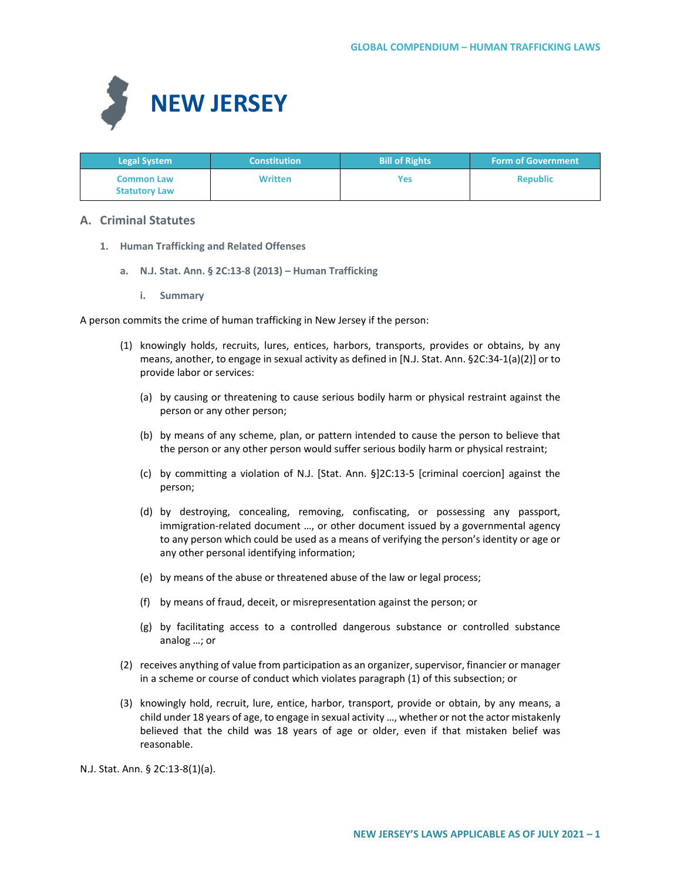# NEW JERSEY

| Legal System | Constitution | Bill of Rights | Form of Government |
|---|---|---|---|
| Common Law<br>Statutory Law | Written | Yes | Republic |

## A. Criminal Statutes

### 1. Human Trafficking and Related Offenses

#### a. N.J. Stat. Ann. § 2C:13-8 (2013) – Human Trafficking

##### i. Summary

A person commits the crime of human trafficking in New Jersey if the person:

(1) knowingly holds, recruits, lures, entices, harbors, transports, provides or obtains, by any means, another, to engage in sexual activity as defined in [N.J. Stat. Ann. §2C:34-1(a)(2)] or to provide labor or services:

(a) by causing or threatening to cause serious bodily harm or physical restraint against the person or any other person;

(b) by means of any scheme, plan, or pattern intended to cause the person to believe that the person or any other person would suffer serious bodily harm or physical restraint;

(c) by committing a violation of N.J. [Stat. Ann. §]2C:13-5 [criminal coercion] against the person;

(d) by destroying, concealing, removing, confiscating, or possessing any passport, immigration-related document …, or other document issued by a governmental agency to any person which could be used as a means of verifying the person's identity or age or any other personal identifying information;

(e) by means of the abuse or threatened abuse of the law or legal process;

(f) by means of fraud, deceit, or misrepresentation against the person; or

(g) by facilitating access to a controlled dangerous substance or controlled substance analog …; or

(2) receives anything of value from participation as an organizer, supervisor, financier or manager in a scheme or course of conduct which violates paragraph (1) of this subsection; or

(3) knowingly hold, recruit, lure, entice, harbor, transport, provide or obtain, by any means, a child under 18 years of age, to engage in sexual activity …, whether or not the actor mistakenly believed that the child was 18 years of age or older, even if that mistaken belief was reasonable.

N.J. Stat. Ann. § 2C:13-8(1)(a).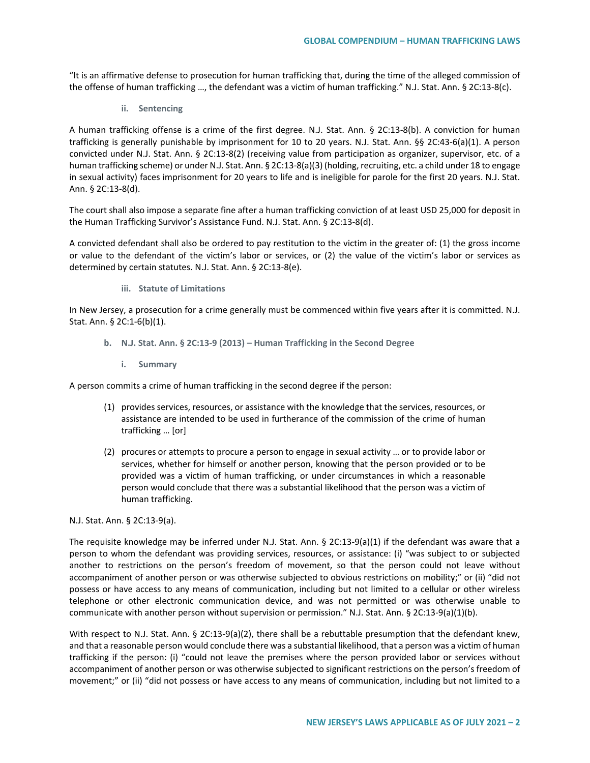"It is an affirmative defense to prosecution for human trafficking that, during the time of the alleged commission of the offense of human trafficking …, the defendant was a victim of human trafficking." N.J. Stat. Ann. § 2C:13-8(c).

#### ii. Sentencing

A human trafficking offense is a crime of the first degree. N.J. Stat. Ann. § 2C:13-8(b). A conviction for human trafficking is generally punishable by imprisonment for 10 to 20 years. N.J. Stat. Ann. §§ 2C:43-6(a)(1). A person convicted under N.J. Stat. Ann. § 2C:13-8(2) (receiving value from participation as organizer, supervisor, etc. of a human trafficking scheme) or under N.J. Stat. Ann. § 2C:13-8(a)(3) (holding, recruiting, etc. a child under 18 to engage in sexual activity) faces imprisonment for 20 years to life and is ineligible for parole for the first 20 years. N.J. Stat. Ann. § 2C:13-8(d).

The court shall also impose a separate fine after a human trafficking conviction of at least USD 25,000 for deposit in the Human Trafficking Survivor's Assistance Fund. N.J. Stat. Ann. § 2C:13-8(d).

A convicted defendant shall also be ordered to pay restitution to the victim in the greater of: (1) the gross income or value to the defendant of the victim's labor or services, or (2) the value of the victim's labor or services as determined by certain statutes. N.J. Stat. Ann. § 2C:13-8(e).

#### iii. Statute of Limitations

In New Jersey, a prosecution for a crime generally must be commenced within five years after it is committed. N.J. Stat. Ann. § 2C:1-6(b)(1).

### b. N.J. Stat. Ann. § 2C:13-9 (2013) – Human Trafficking in the Second Degree

#### i. Summary

A person commits a crime of human trafficking in the second degree if the person:

> (1) provides services, resources, or assistance with the knowledge that the services, resources, or assistance are intended to be used in furtherance of the commission of the crime of human trafficking … [or]
>
> (2) procures or attempts to procure a person to engage in sexual activity … or to provide labor or services, whether for himself or another person, knowing that the person provided or to be provided was a victim of human trafficking, or under circumstances in which a reasonable person would conclude that there was a substantial likelihood that the person was a victim of human trafficking.

N.J. Stat. Ann. § 2C:13-9(a).

The requisite knowledge may be inferred under N.J. Stat. Ann. § 2C:13-9(a)(1) if the defendant was aware that a person to whom the defendant was providing services, resources, or assistance: (i) "was subject to or subjected another to restrictions on the person's freedom of movement, so that the person could not leave without accompaniment of another person or was otherwise subjected to obvious restrictions on mobility;" or (ii) "did not possess or have access to any means of communication, including but not limited to a cellular or other wireless telephone or other electronic communication device, and was not permitted or was otherwise unable to communicate with another person without supervision or permission." N.J. Stat. Ann. § 2C:13-9(a)(1)(b).

With respect to N.J. Stat. Ann. § 2C:13-9(a)(2), there shall be a rebuttable presumption that the defendant knew, and that a reasonable person would conclude there was a substantial likelihood, that a person was a victim of human trafficking if the person: (i) "could not leave the premises where the person provided labor or services without accompaniment of another person or was otherwise subjected to significant restrictions on the person's freedom of movement;" or (ii) "did not possess or have access to any means of communication, including but not limited to a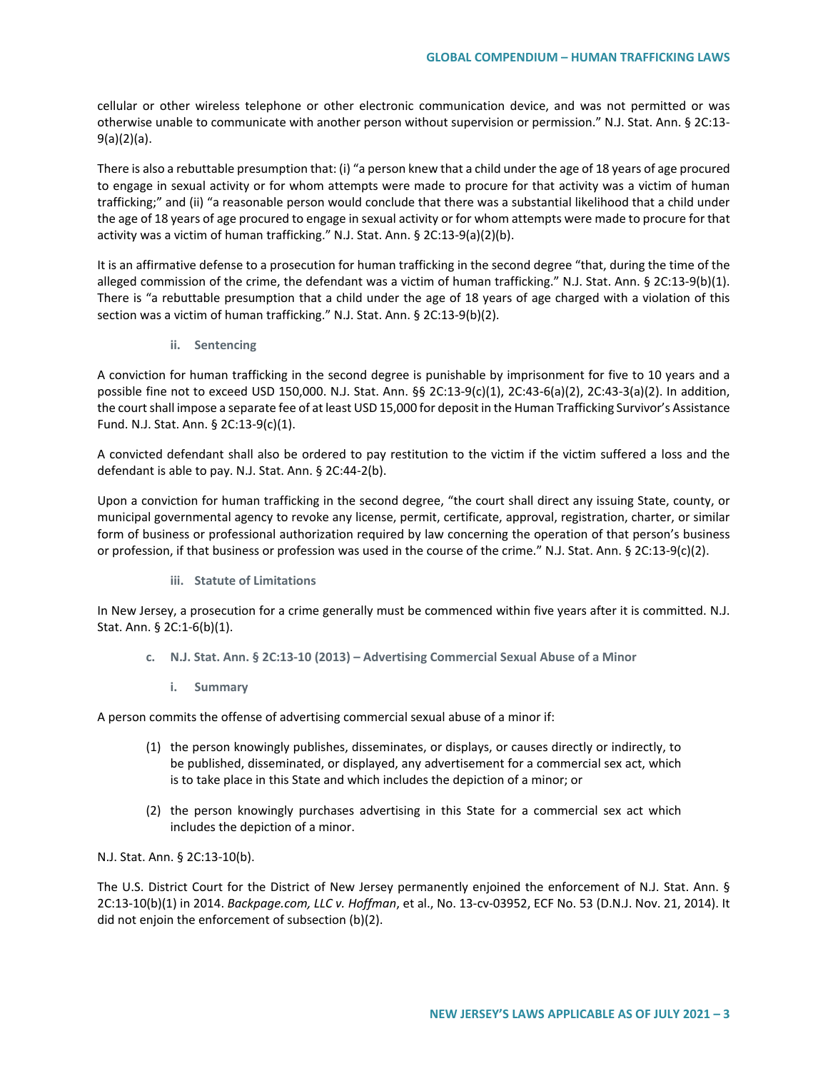cellular or other wireless telephone or other electronic communication device, and was not permitted or was otherwise unable to communicate with another person without supervision or permission." N.J. Stat. Ann. § 2C:13-9(a)(2)(a).

There is also a rebuttable presumption that: (i) "a person knew that a child under the age of 18 years of age procured to engage in sexual activity or for whom attempts were made to procure for that activity was a victim of human trafficking;" and (ii) "a reasonable person would conclude that there was a substantial likelihood that a child under the age of 18 years of age procured to engage in sexual activity or for whom attempts were made to procure for that activity was a victim of human trafficking." N.J. Stat. Ann. § 2C:13-9(a)(2)(b).

It is an affirmative defense to a prosecution for human trafficking in the second degree "that, during the time of the alleged commission of the crime, the defendant was a victim of human trafficking." N.J. Stat. Ann. § 2C:13-9(b)(1). There is "a rebuttable presumption that a child under the age of 18 years of age charged with a violation of this section was a victim of human trafficking." N.J. Stat. Ann. § 2C:13-9(b)(2).

#### ii. Sentencing

A conviction for human trafficking in the second degree is punishable by imprisonment for five to 10 years and a possible fine not to exceed USD 150,000. N.J. Stat. Ann. §§ 2C:13-9(c)(1), 2C:43-6(a)(2), 2C:43-3(a)(2). In addition, the court shall impose a separate fee of at least USD 15,000 for deposit in the Human Trafficking Survivor's Assistance Fund. N.J. Stat. Ann. § 2C:13-9(c)(1).

A convicted defendant shall also be ordered to pay restitution to the victim if the victim suffered a loss and the defendant is able to pay. N.J. Stat. Ann. § 2C:44-2(b).

Upon a conviction for human trafficking in the second degree, "the court shall direct any issuing State, county, or municipal governmental agency to revoke any license, permit, certificate, approval, registration, charter, or similar form of business or professional authorization required by law concerning the operation of that person's business or profession, if that business or profession was used in the course of the crime." N.J. Stat. Ann. § 2C:13-9(c)(2).

#### iii. Statute of Limitations

In New Jersey, a prosecution for a crime generally must be commenced within five years after it is committed. N.J. Stat. Ann. § 2C:1-6(b)(1).

### c. N.J. Stat. Ann. § 2C:13-10 (2013) – Advertising Commercial Sexual Abuse of a Minor

#### i. Summary

A person commits the offense of advertising commercial sexual abuse of a minor if:

(1) the person knowingly publishes, disseminates, or displays, or causes directly or indirectly, to be published, disseminated, or displayed, any advertisement for a commercial sex act, which is to take place in this State and which includes the depiction of a minor; or

(2) the person knowingly purchases advertising in this State for a commercial sex act which includes the depiction of a minor.

N.J. Stat. Ann. § 2C:13-10(b).

The U.S. District Court for the District of New Jersey permanently enjoined the enforcement of N.J. Stat. Ann. § 2C:13-10(b)(1) in 2014. *Backpage.com, LLC v. Hoffman*, et al., No. 13-cv-03952, ECF No. 53 (D.N.J. Nov. 21, 2014). It did not enjoin the enforcement of subsection (b)(2).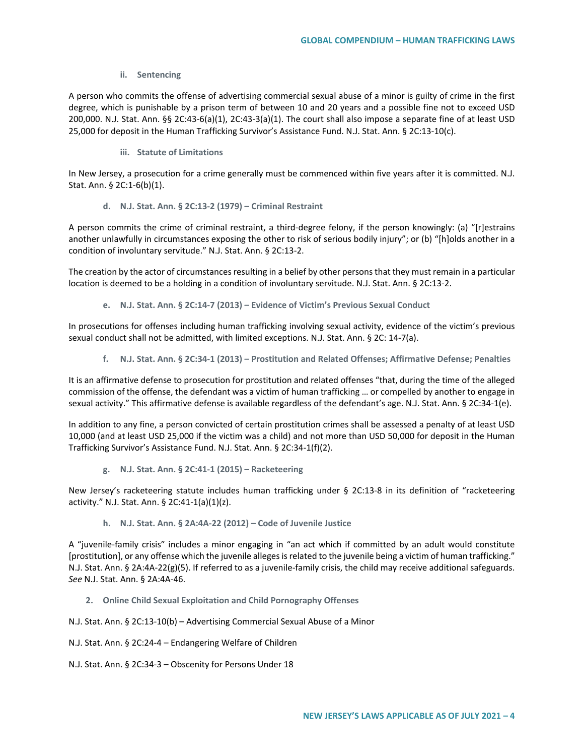#### ii. Sentencing

A person who commits the offense of advertising commercial sexual abuse of a minor is guilty of crime in the first degree, which is punishable by a prison term of between 10 and 20 years and a possible fine not to exceed USD 200,000. N.J. Stat. Ann. §§ 2C:43-6(a)(1), 2C:43-3(a)(1). The court shall also impose a separate fine of at least USD 25,000 for deposit in the Human Trafficking Survivor's Assistance Fund. N.J. Stat. Ann. § 2C:13-10(c).

#### iii. Statute of Limitations

In New Jersey, a prosecution for a crime generally must be commenced within five years after it is committed. N.J. Stat. Ann. § 2C:1-6(b)(1).

### d. N.J. Stat. Ann. § 2C:13-2 (1979) – Criminal Restraint

A person commits the crime of criminal restraint, a third-degree felony, if the person knowingly: (a) "[r]estrains another unlawfully in circumstances exposing the other to risk of serious bodily injury"; or (b) "[h]olds another in a condition of involuntary servitude." N.J. Stat. Ann. § 2C:13-2.

The creation by the actor of circumstances resulting in a belief by other persons that they must remain in a particular location is deemed to be a holding in a condition of involuntary servitude. N.J. Stat. Ann. § 2C:13-2.

### e. N.J. Stat. Ann. § 2C:14-7 (2013) – Evidence of Victim's Previous Sexual Conduct

In prosecutions for offenses including human trafficking involving sexual activity, evidence of the victim's previous sexual conduct shall not be admitted, with limited exceptions. N.J. Stat. Ann. § 2C: 14-7(a).

### f. N.J. Stat. Ann. § 2C:34-1 (2013) – Prostitution and Related Offenses; Affirmative Defense; Penalties

It is an affirmative defense to prosecution for prostitution and related offenses "that, during the time of the alleged commission of the offense, the defendant was a victim of human trafficking … or compelled by another to engage in sexual activity." This affirmative defense is available regardless of the defendant's age. N.J. Stat. Ann. § 2C:34-1(e).

In addition to any fine, a person convicted of certain prostitution crimes shall be assessed a penalty of at least USD 10,000 (and at least USD 25,000 if the victim was a child) and not more than USD 50,000 for deposit in the Human Trafficking Survivor's Assistance Fund. N.J. Stat. Ann. § 2C:34-1(f)(2).

### g. N.J. Stat. Ann. § 2C:41-1 (2015) – Racketeering

New Jersey's racketeering statute includes human trafficking under § 2C:13-8 in its definition of "racketeering activity." N.J. Stat. Ann. § 2C:41-1(a)(1)(z).

### h. N.J. Stat. Ann. § 2A:4A-22 (2012) – Code of Juvenile Justice

A "juvenile-family crisis" includes a minor engaging in "an act which if committed by an adult would constitute [prostitution], or any offense which the juvenile alleges is related to the juvenile being a victim of human trafficking." N.J. Stat. Ann. § 2A:4A-22(g)(5). If referred to as a juvenile-family crisis, the child may receive additional safeguards. *See* N.J. Stat. Ann. § 2A:4A-46.

## 2. Online Child Sexual Exploitation and Child Pornography Offenses

N.J. Stat. Ann. § 2C:13-10(b) – Advertising Commercial Sexual Abuse of a Minor

N.J. Stat. Ann. § 2C:24-4 – Endangering Welfare of Children

N.J. Stat. Ann. § 2C:34-3 – Obscenity for Persons Under 18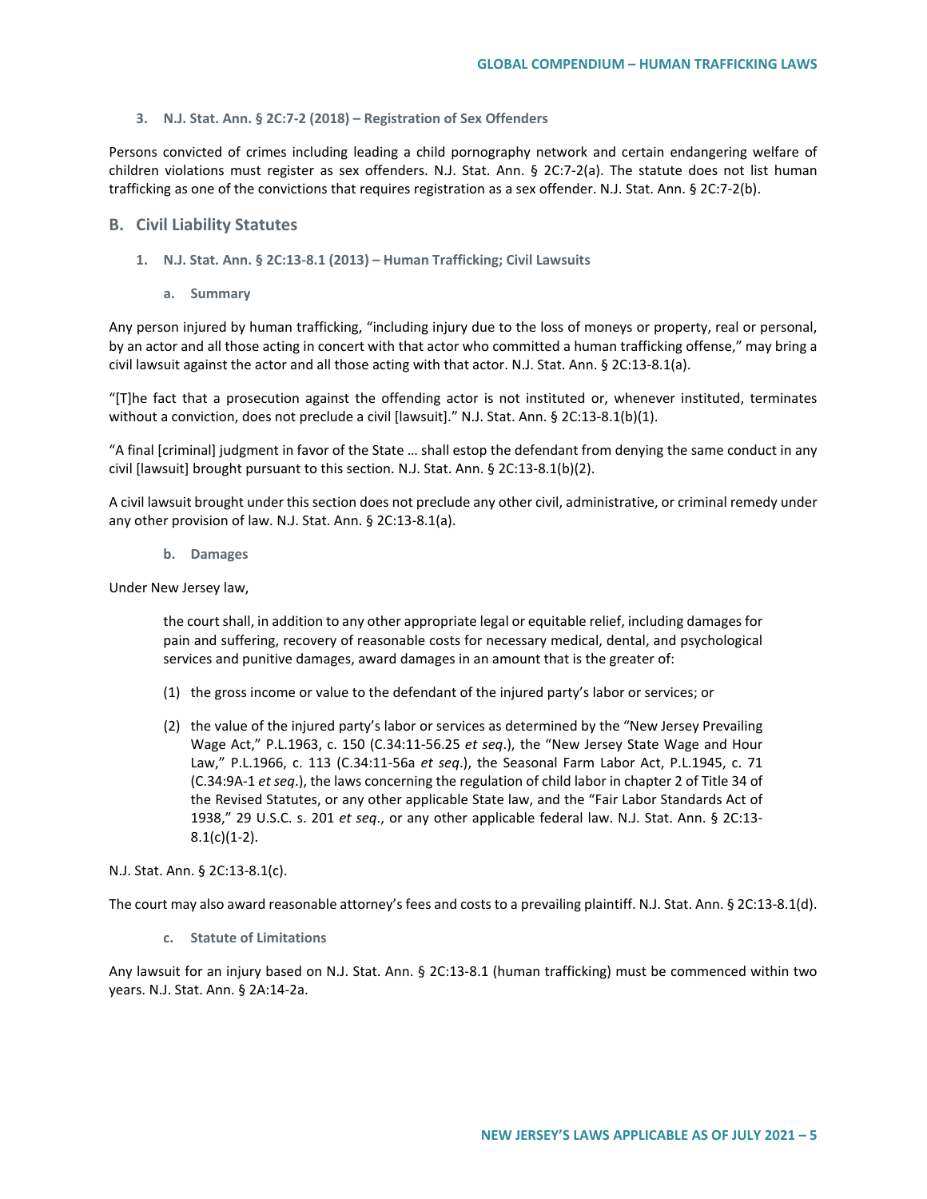### 3. N.J. Stat. Ann. § 2C:7-2 (2018) – Registration of Sex Offenders

Persons convicted of crimes including leading a child pornography network and certain endangering welfare of children violations must register as sex offenders. N.J. Stat. Ann. § 2C:7-2(a). The statute does not list human trafficking as one of the convictions that requires registration as a sex offender. N.J. Stat. Ann. § 2C:7-2(b).

## B. Civil Liability Statutes

### 1. N.J. Stat. Ann. § 2C:13-8.1 (2013) – Human Trafficking; Civil Lawsuits

#### a. Summary

Any person injured by human trafficking, "including injury due to the loss of moneys or property, real or personal, by an actor and all those acting in concert with that actor who committed a human trafficking offense," may bring a civil lawsuit against the actor and all those acting with that actor. N.J. Stat. Ann. § 2C:13-8.1(a).

"[T]he fact that a prosecution against the offending actor is not instituted or, whenever instituted, terminates without a conviction, does not preclude a civil [lawsuit]." N.J. Stat. Ann. § 2C:13-8.1(b)(1).

"A final [criminal] judgment in favor of the State … shall estop the defendant from denying the same conduct in any civil [lawsuit] brought pursuant to this section. N.J. Stat. Ann. § 2C:13-8.1(b)(2).

A civil lawsuit brought under this section does not preclude any other civil, administrative, or criminal remedy under any other provision of law. N.J. Stat. Ann. § 2C:13-8.1(a).

#### b. Damages

Under New Jersey law,

> the court shall, in addition to any other appropriate legal or equitable relief, including damages for pain and suffering, recovery of reasonable costs for necessary medical, dental, and psychological services and punitive damages, award damages in an amount that is the greater of:
>
> (1) the gross income or value to the defendant of the injured party's labor or services; or
>
> (2) the value of the injured party's labor or services as determined by the "New Jersey Prevailing Wage Act," P.L.1963, c. 150 (C.34:11-56.25 *et seq*.), the "New Jersey State Wage and Hour Law," P.L.1966, c. 113 (C.34:11-56a *et seq*.), the Seasonal Farm Labor Act, P.L.1945, c. 71 (C.34:9A-1 *et seq*.), the laws concerning the regulation of child labor in chapter 2 of Title 34 of the Revised Statutes, or any other applicable State law, and the "Fair Labor Standards Act of 1938," 29 U.S.C. s. 201 *et seq*., or any other applicable federal law. N.J. Stat. Ann. § 2C:13-8.1(c)(1-2).

N.J. Stat. Ann. § 2C:13-8.1(c).

The court may also award reasonable attorney's fees and costs to a prevailing plaintiff. N.J. Stat. Ann. § 2C:13-8.1(d).

#### c. Statute of Limitations

Any lawsuit for an injury based on N.J. Stat. Ann. § 2C:13-8.1 (human trafficking) must be commenced within two years. N.J. Stat. Ann. § 2A:14-2a.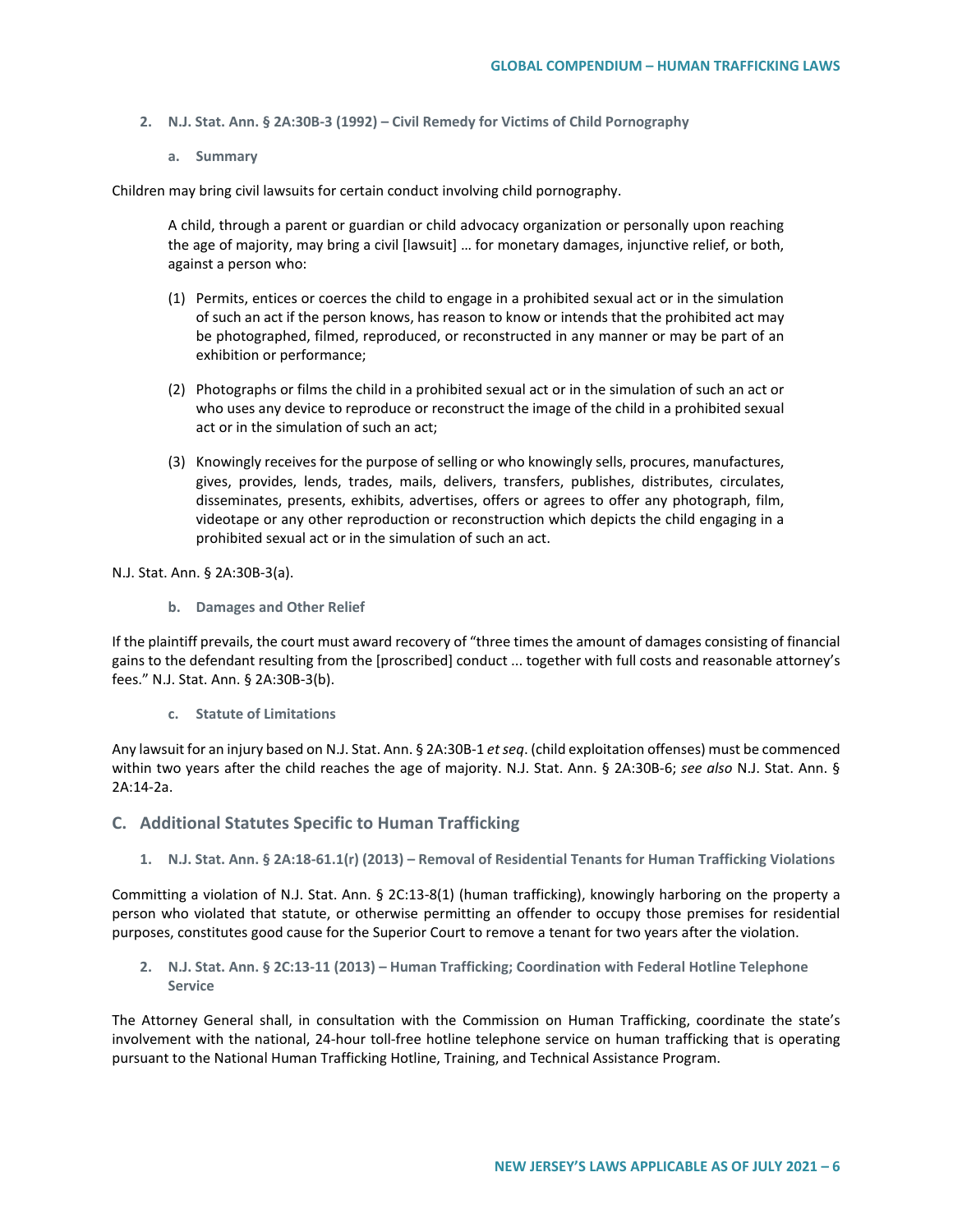#### 2. N.J. Stat. Ann. § 2A:30B-3 (1992) – Civil Remedy for Victims of Child Pornography

##### a. Summary

Children may bring civil lawsuits for certain conduct involving child pornography.

> A child, through a parent or guardian or child advocacy organization or personally upon reaching the age of majority, may bring a civil [lawsuit] … for monetary damages, injunctive relief, or both, against a person who:
>
> (1) Permits, entices or coerces the child to engage in a prohibited sexual act or in the simulation of such an act if the person knows, has reason to know or intends that the prohibited act may be photographed, filmed, reproduced, or reconstructed in any manner or may be part of an exhibition or performance;
>
> (2) Photographs or films the child in a prohibited sexual act or in the simulation of such an act or who uses any device to reproduce or reconstruct the image of the child in a prohibited sexual act or in the simulation of such an act;
>
> (3) Knowingly receives for the purpose of selling or who knowingly sells, procures, manufactures, gives, provides, lends, trades, mails, delivers, transfers, publishes, distributes, circulates, disseminates, presents, exhibits, advertises, offers or agrees to offer any photograph, film, videotape or any other reproduction or reconstruction which depicts the child engaging in a prohibited sexual act or in the simulation of such an act.

N.J. Stat. Ann. § 2A:30B-3(a).

##### b. Damages and Other Relief

If the plaintiff prevails, the court must award recovery of "three times the amount of damages consisting of financial gains to the defendant resulting from the [proscribed] conduct ... together with full costs and reasonable attorney's fees." N.J. Stat. Ann. § 2A:30B-3(b).

##### c. Statute of Limitations

Any lawsuit for an injury based on N.J. Stat. Ann. § 2A:30B-1 *et seq*. (child exploitation offenses) must be commenced within two years after the child reaches the age of majority. N.J. Stat. Ann. § 2A:30B-6; *see also* N.J. Stat. Ann. § 2A:14-2a.

### C. Additional Statutes Specific to Human Trafficking

#### 1. N.J. Stat. Ann. § 2A:18-61.1(r) (2013) – Removal of Residential Tenants for Human Trafficking Violations

Committing a violation of N.J. Stat. Ann. § 2C:13-8(1) (human trafficking), knowingly harboring on the property a person who violated that statute, or otherwise permitting an offender to occupy those premises for residential purposes, constitutes good cause for the Superior Court to remove a tenant for two years after the violation.

#### 2. N.J. Stat. Ann. § 2C:13-11 (2013) – Human Trafficking; Coordination with Federal Hotline Telephone Service

The Attorney General shall, in consultation with the Commission on Human Trafficking, coordinate the state's involvement with the national, 24-hour toll-free hotline telephone service on human trafficking that is operating pursuant to the National Human Trafficking Hotline, Training, and Technical Assistance Program.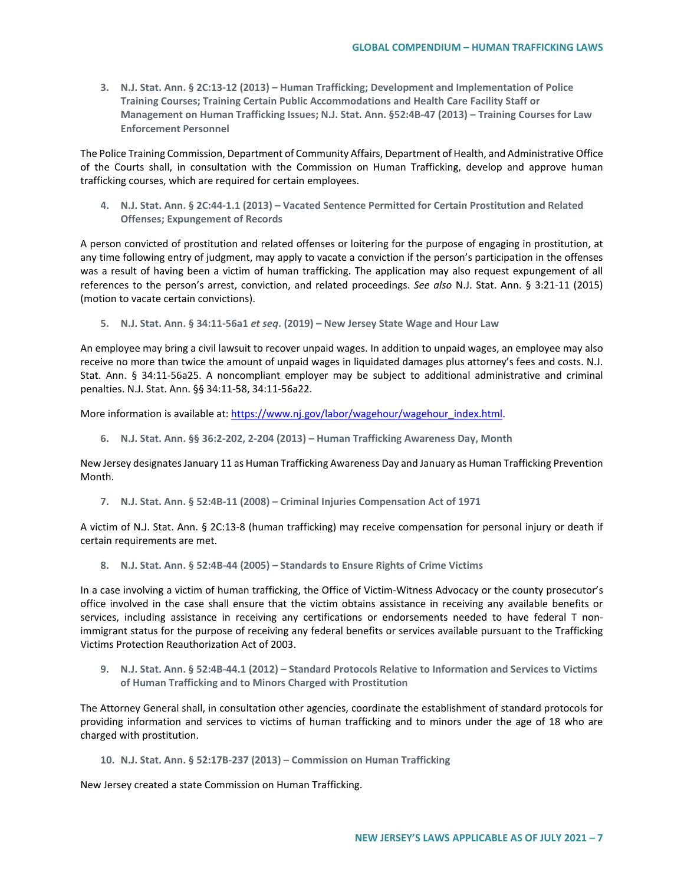3. **N.J. Stat. Ann. § 2C:13-12 (2013) – Human Trafficking; Development and Implementation of Police Training Courses; Training Certain Public Accommodations and Health Care Facility Staff or Management on Human Trafficking Issues; N.J. Stat. Ann. §52:4B-47 (2013) – Training Courses for Law Enforcement Personnel**

The Police Training Commission, Department of Community Affairs, Department of Health, and Administrative Office of the Courts shall, in consultation with the Commission on Human Trafficking, develop and approve human trafficking courses, which are required for certain employees.

4. **N.J. Stat. Ann. § 2C:44-1.1 (2013) – Vacated Sentence Permitted for Certain Prostitution and Related Offenses; Expungement of Records**

A person convicted of prostitution and related offenses or loitering for the purpose of engaging in prostitution, at any time following entry of judgment, may apply to vacate a conviction if the person's participation in the offenses was a result of having been a victim of human trafficking. The application may also request expungement of all references to the person's arrest, conviction, and related proceedings. *See also* N.J. Stat. Ann. § 3:21-11 (2015) (motion to vacate certain convictions).

5. **N.J. Stat. Ann. § 34:11-56a1 *et seq*. (2019) – New Jersey State Wage and Hour Law**

An employee may bring a civil lawsuit to recover unpaid wages. In addition to unpaid wages, an employee may also receive no more than twice the amount of unpaid wages in liquidated damages plus attorney's fees and costs. N.J. Stat. Ann. § 34:11-56a25. A noncompliant employer may be subject to additional administrative and criminal penalties. N.J. Stat. Ann. §§ 34:11-58, 34:11-56a22.

More information is available at: [https://www.nj.gov/labor/wagehour/wagehour_index.html](https://www.nj.gov/labor/wagehour/wagehour_index.html).

6. **N.J. Stat. Ann. §§ 36:2-202, 2-204 (2013) – Human Trafficking Awareness Day, Month**

New Jersey designates January 11 as Human Trafficking Awareness Day and January as Human Trafficking Prevention Month.

7. **N.J. Stat. Ann. § 52:4B-11 (2008) – Criminal Injuries Compensation Act of 1971**

A victim of N.J. Stat. Ann. § 2C:13-8 (human trafficking) may receive compensation for personal injury or death if certain requirements are met.

8. **N.J. Stat. Ann. § 52:4B-44 (2005) – Standards to Ensure Rights of Crime Victims**

In a case involving a victim of human trafficking, the Office of Victim-Witness Advocacy or the county prosecutor's office involved in the case shall ensure that the victim obtains assistance in receiving any available benefits or services, including assistance in receiving any certifications or endorsements needed to have federal T non-immigrant status for the purpose of receiving any federal benefits or services available pursuant to the Trafficking Victims Protection Reauthorization Act of 2003.

9. **N.J. Stat. Ann. § 52:4B-44.1 (2012) – Standard Protocols Relative to Information and Services to Victims of Human Trafficking and to Minors Charged with Prostitution**

The Attorney General shall, in consultation other agencies, coordinate the establishment of standard protocols for providing information and services to victims of human trafficking and to minors under the age of 18 who are charged with prostitution.

10. **N.J. Stat. Ann. § 52:17B-237 (2013) – Commission on Human Trafficking**

New Jersey created a state Commission on Human Trafficking.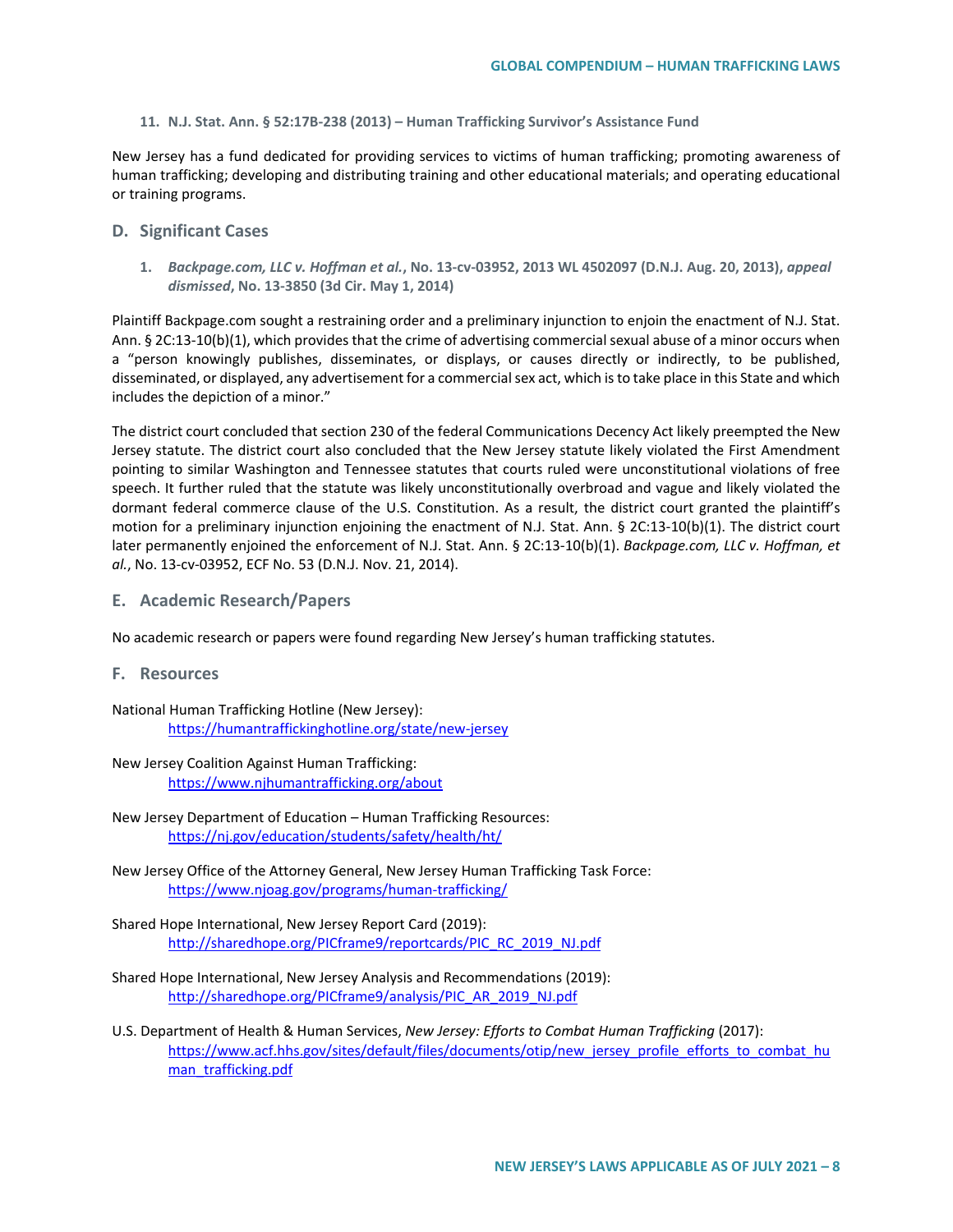#### 11. N.J. Stat. Ann. § 52:17B-238 (2013) – Human Trafficking Survivor's Assistance Fund

New Jersey has a fund dedicated for providing services to victims of human trafficking; promoting awareness of human trafficking; developing and distributing training and other educational materials; and operating educational or training programs.

### D. Significant Cases

#### 1. *Backpage.com, LLC v. Hoffman et al.*, No. 13-cv-03952, 2013 WL 4502097 (D.N.J. Aug. 20, 2013), *appeal dismissed*, No. 13-3850 (3d Cir. May 1, 2014)

Plaintiff Backpage.com sought a restraining order and a preliminary injunction to enjoin the enactment of N.J. Stat. Ann. § 2C:13-10(b)(1), which provides that the crime of advertising commercial sexual abuse of a minor occurs when a "person knowingly publishes, disseminates, or displays, or causes directly or indirectly, to be published, disseminated, or displayed, any advertisement for a commercial sex act, which is to take place in this State and which includes the depiction of a minor."

The district court concluded that section 230 of the federal Communications Decency Act likely preempted the New Jersey statute. The district court also concluded that the New Jersey statute likely violated the First Amendment pointing to similar Washington and Tennessee statutes that courts ruled were unconstitutional violations of free speech. It further ruled that the statute was likely unconstitutionally overbroad and vague and likely violated the dormant federal commerce clause of the U.S. Constitution. As a result, the district court granted the plaintiff's motion for a preliminary injunction enjoining the enactment of N.J. Stat. Ann. § 2C:13-10(b)(1). The district court later permanently enjoined the enforcement of N.J. Stat. Ann. § 2C:13-10(b)(1). *Backpage.com, LLC v. Hoffman, et al.*, No. 13-cv-03952, ECF No. 53 (D.N.J. Nov. 21, 2014).

### E. Academic Research/Papers

No academic research or papers were found regarding New Jersey's human trafficking statutes.

### F. Resources

National Human Trafficking Hotline (New Jersey):
https://humantraffickinghotline.org/state/new-jersey

New Jersey Coalition Against Human Trafficking:
https://www.njhumantrafficking.org/about

New Jersey Department of Education – Human Trafficking Resources:
https://nj.gov/education/students/safety/health/ht/

New Jersey Office of the Attorney General, New Jersey Human Trafficking Task Force:
https://www.njoag.gov/programs/human-trafficking/

Shared Hope International, New Jersey Report Card (2019):
http://sharedhope.org/PICframe9/reportcards/PIC_RC_2019_NJ.pdf

Shared Hope International, New Jersey Analysis and Recommendations (2019):
http://sharedhope.org/PICframe9/analysis/PIC_AR_2019_NJ.pdf

U.S. Department of Health & Human Services, *New Jersey: Efforts to Combat Human Trafficking* (2017):
https://www.acf.hhs.gov/sites/default/files/documents/otip/new_jersey_profile_efforts_to_combat_human_trafficking.pdf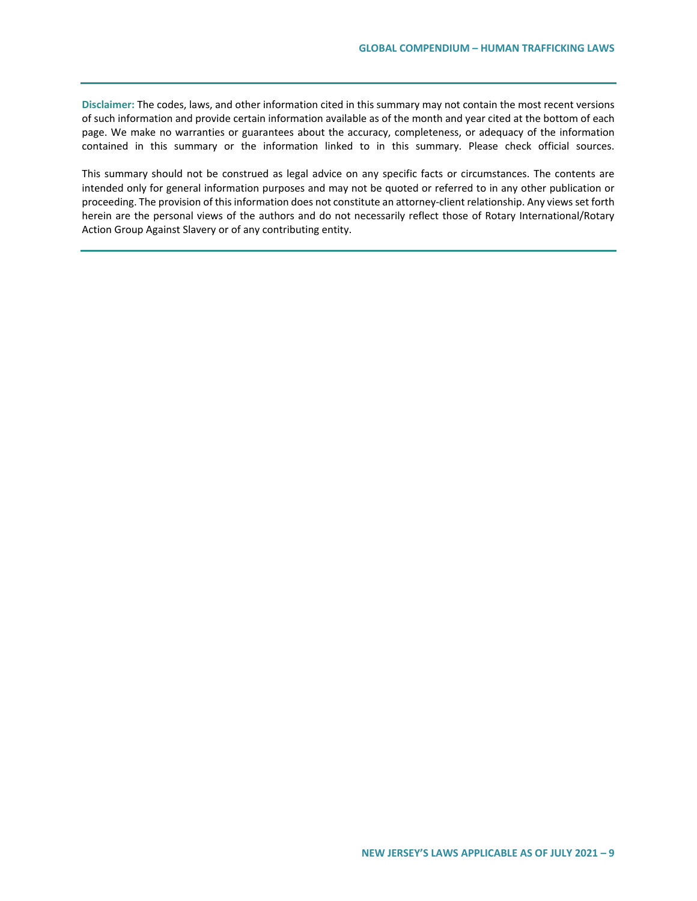**Disclaimer:** The codes, laws, and other information cited in this summary may not contain the most recent versions of such information and provide certain information available as of the month and year cited at the bottom of each page. We make no warranties or guarantees about the accuracy, completeness, or adequacy of the information contained in this summary or the information linked to in this summary. Please check official sources.

This summary should not be construed as legal advice on any specific facts or circumstances. The contents are intended only for general information purposes and may not be quoted or referred to in any other publication or proceeding. The provision of this information does not constitute an attorney-client relationship. Any views set forth herein are the personal views of the authors and do not necessarily reflect those of Rotary International/Rotary Action Group Against Slavery or of any contributing entity.